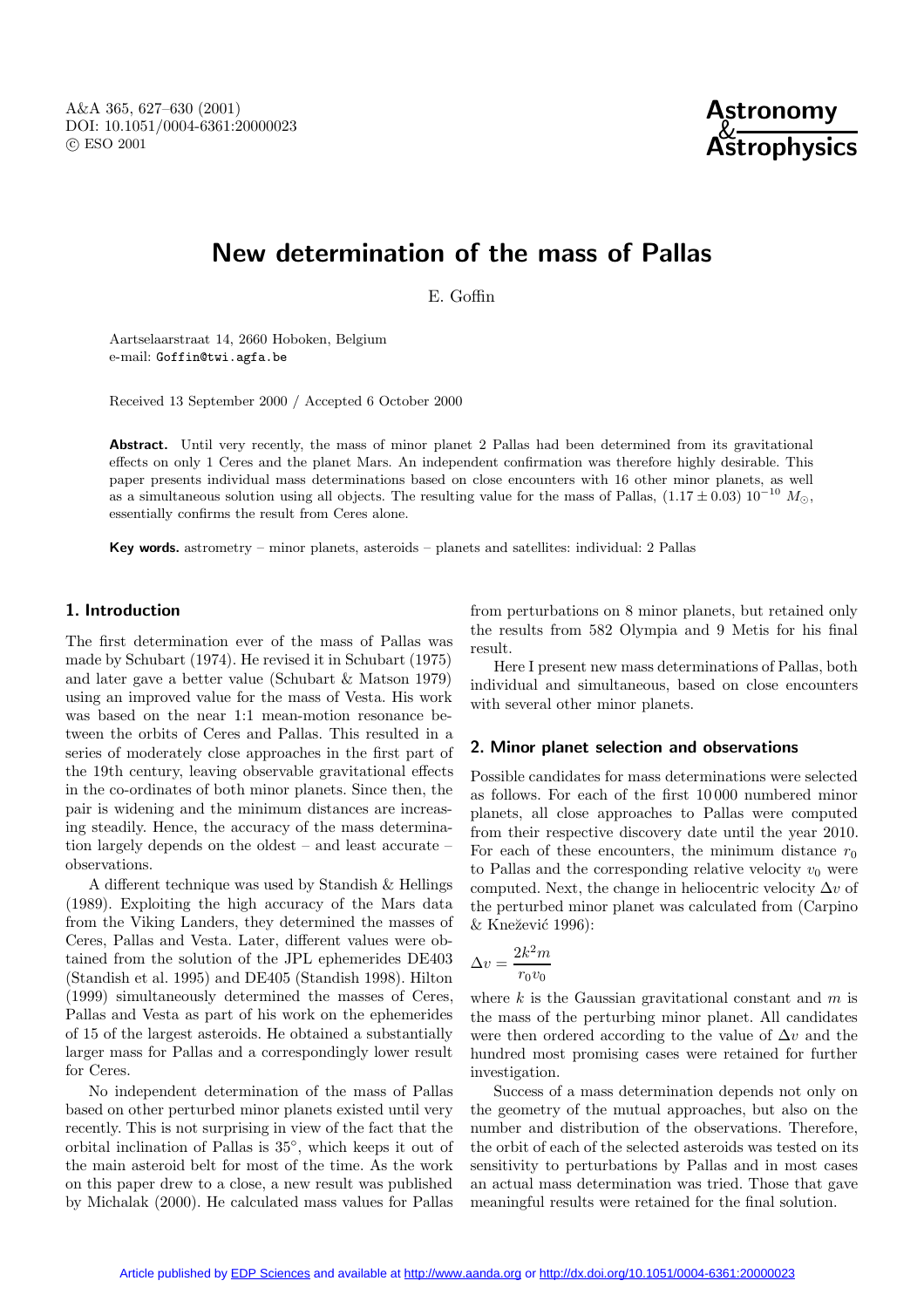# New determination of the mass of Pallas

E. Goffin

Aartselaarstraat 14, 2660 Hoboken, Belgium
e-mail: Goffin@twi.agfa.be

Received 13 September 2000 / Accepted 6 October 2000

**Abstract.** Until very recently, the mass of minor planet 2 Pallas had been determined from its gravitational effects on only 1 Ceres and the planet Mars. An independent confirmation was therefore highly desirable. This paper presents individual mass determinations based on close encounters with 16 other minor planets, as well as a simultaneous solution using all objects. The resulting value for the mass of Pallas, $(1.17 \pm 0.03)\ 10^{-10}\ M_{\odot}$, essentially confirms the result from Ceres alone.

**Key words.** astrometry – minor planets, asteroids – planets and satellites: individual: 2 Pallas

## 1. Introduction

The first determination ever of the mass of Pallas was made by Schubart (1974). He revised it in Schubart (1975) and later gave a better value (Schubart & Matson 1979) using an improved value for the mass of Vesta. His work was based on the near 1:1 mean-motion resonance between the orbits of Ceres and Pallas. This resulted in a series of moderately close approaches in the first part of the 19th century, leaving observable gravitational effects in the co-ordinates of both minor planets. Since then, the pair is widening and the minimum distances are increasing steadily. Hence, the accuracy of the mass determination largely depends on the oldest – and least accurate – observations.

A different technique was used by Standish & Hellings (1989). Exploiting the high accuracy of the Mars data from the Viking Landers, they determined the masses of Ceres, Pallas and Vesta. Later, different values were obtained from the solution of the JPL ephemerides DE403 (Standish et al. 1995) and DE405 (Standish 1998). Hilton (1999) simultaneously determined the masses of Ceres, Pallas and Vesta as part of his work on the ephemerides of 15 of the largest asteroids. He obtained a substantially larger mass for Pallas and a correspondingly lower result for Ceres.

No independent determination of the mass of Pallas based on other perturbed minor planets existed until very recently. This is not surprising in view of the fact that the orbital inclination of Pallas is 35°, which keeps it out of the main asteroid belt for most of the time. As the work on this paper drew to a close, a new result was published by Michalak (2000). He calculated mass values for Pallas from perturbations on 8 minor planets, but retained only the results from 582 Olympia and 9 Metis for his final result.

Here I present new mass determinations of Pallas, both individual and simultaneous, based on close encounters with several other minor planets.

## 2. Minor planet selection and observations

Possible candidates for mass determinations were selected as follows. For each of the first 10 000 numbered minor planets, all close approaches to Pallas were computed from their respective discovery date until the year 2010. For each of these encounters, the minimum distance $r_0$ to Pallas and the corresponding relative velocity $v_0$ were computed. Next, the change in heliocentric velocity $\Delta v$ of the perturbed minor planet was calculated from (Carpino & Knežević 1996):

$$\Delta v = \frac{2k^2 m}{r_0 v_0}$$

where $k$ is the Gaussian gravitational constant and $m$ is the mass of the perturbing minor planet. All candidates were then ordered according to the value of $\Delta v$ and the hundred most promising cases were retained for further investigation.

Success of a mass determination depends not only on the geometry of the mutual approaches, but also on the number and distribution of the observations. Therefore, the orbit of each of the selected asteroids was tested on its sensitivity to perturbations by Pallas and in most cases an actual mass determination was tried. Those that gave meaningful results were retained for the final solution.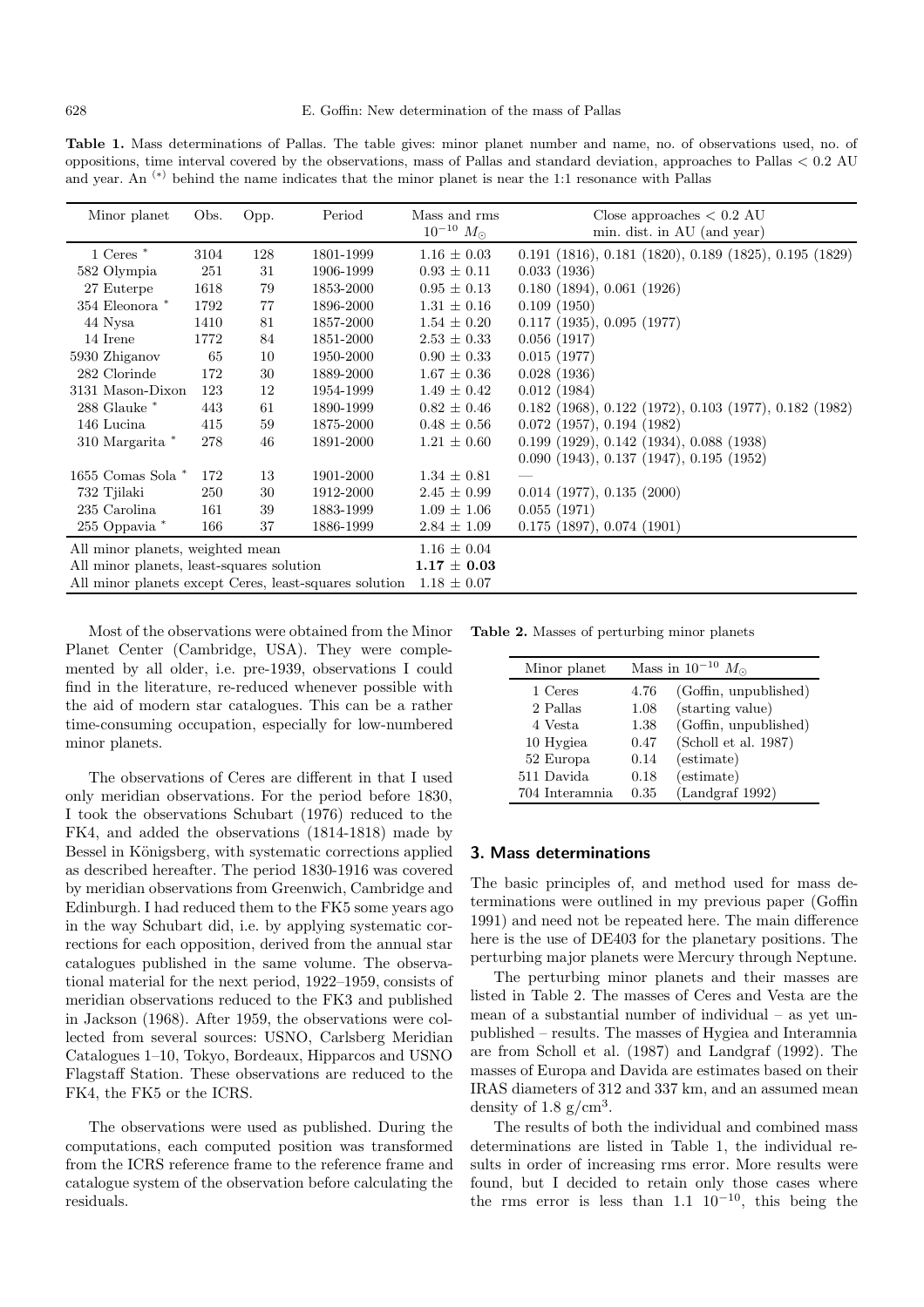**Table 1.** Mass determinations of Pallas. The table gives: minor planet number and name, no. of observations used, no. of oppositions, time interval covered by the observations, mass of Pallas and standard deviation, approaches to Pallas < 0.2 AU and year. An (*) behind the name indicates that the minor planet is near the 1:1 resonance with Pallas

| Minor planet | Obs. | Opp. | Period | Mass and rms $10^{-10}\ M_{\odot}$ | Close approaches < 0.2 AU min. dist. in AU (and year) |
|---|---|---|---|---|---|
| 1 Ceres * | 3104 | 128 | 1801-1999 | 1.16 ± 0.03 | 0.191 (1816), 0.181 (1820), 0.189 (1825), 0.195 (1829) |
| 582 Olympia | 251 | 31 | 1906-1999 | 0.93 ± 0.11 | 0.033 (1936) |
| 27 Euterpe | 1618 | 79 | 1853-2000 | 0.95 ± 0.13 | 0.180 (1894), 0.061 (1926) |
| 354 Eleonora * | 1792 | 77 | 1896-2000 | 1.31 ± 0.16 | 0.109 (1950) |
| 44 Nysa | 1410 | 81 | 1857-2000 | 1.54 ± 0.20 | 0.117 (1935), 0.095 (1977) |
| 14 Irene | 1772 | 84 | 1851-2000 | 2.53 ± 0.33 | 0.056 (1917) |
| 5930 Zhiganov | 65 | 10 | 1950-2000 | 0.90 ± 0.33 | 0.015 (1977) |
| 282 Clorinde | 172 | 30 | 1889-2000 | 1.67 ± 0.36 | 0.028 (1936) |
| 3131 Mason-Dixon | 123 | 12 | 1954-1999 | 1.49 ± 0.42 | 0.012 (1984) |
| 288 Glauke * | 443 | 61 | 1890-1999 | 0.82 ± 0.46 | 0.182 (1968), 0.122 (1972), 0.103 (1977), 0.182 (1982) |
| 146 Lucina | 415 | 59 | 1875-2000 | 0.48 ± 0.56 | 0.072 (1957), 0.194 (1982) |
| 310 Margarita * | 278 | 46 | 1891-2000 | 1.21 ± 0.60 | 0.199 (1929), 0.142 (1934), 0.088 (1938) 0.090 (1943), 0.137 (1947), 0.195 (1952) |
| 1655 Comas Sola * | 172 | 13 | 1901-2000 | 1.34 ± 0.81 | — |
| 732 Tjilaki | 250 | 30 | 1912-2000 | 2.45 ± 0.99 | 0.014 (1977), 0.135 (2000) |
| 235 Carolina | 161 | 39 | 1883-1999 | 1.09 ± 1.06 | 0.055 (1971) |
| 255 Oppavia * | 166 | 37 | 1886-1999 | 2.84 ± 1.09 | 0.175 (1897), 0.074 (1901) |
| All minor planets, weighted mean | | | | 1.16 ± 0.04 | |
| All minor planets, least-squares solution | | | | **1.17 ± 0.03** | |
| All minor planets except Ceres, least-squares solution | | | | 1.18 ± 0.07 | |

Most of the observations were obtained from the Minor Planet Center (Cambridge, USA). They were complemented by all older, i.e. pre-1939, observations I could find in the literature, re-reduced whenever possible with the aid of modern star catalogues. This can be a rather time-consuming occupation, especially for low-numbered minor planets.

The observations of Ceres are different in that I used only meridian observations. For the period before 1830, I took the observations Schubart (1976) reduced to the FK4, and added the observations (1814-1818) made by Bessel in Königsberg, with systematic corrections applied as described hereafter. The period 1830-1916 was covered by meridian observations from Greenwich, Cambridge and Edinburgh. I had reduced them to the FK5 some years ago in the way Schubart did, i.e. by applying systematic corrections for each opposition, derived from the annual star catalogues published in the same volume. The observational material for the next period, 1922–1959, consists of meridian observations reduced to the FK3 and published in Jackson (1968). After 1959, the observations were collected from several sources: USNO, Carlsberg Meridian Catalogues 1–10, Tokyo, Bordeaux, Hipparcos and USNO Flagstaff Station. These observations are reduced to the FK4, the FK5 or the ICRS.

The observations were used as published. During the computations, each computed position was transformed from the ICRS reference frame to the reference frame and catalogue system of the observation before calculating the residuals.

**Table 2.** Masses of perturbing minor planets

| Minor planet | Mass in $10^{-10}\ M_{\odot}$ | |
|---|---|---|
| 1 Ceres | 4.76 | (Goffin, unpublished) |
| 2 Pallas | 1.08 | (starting value) |
| 4 Vesta | 1.38 | (Goffin, unpublished) |
| 10 Hygiea | 0.47 | (Scholl et al. 1987) |
| 52 Europa | 0.14 | (estimate) |
| 511 Davida | 0.18 | (estimate) |
| 704 Interamnia | 0.35 | (Landgraf 1992) |

## 3. Mass determinations

The basic principles of, and method used for mass determinations were outlined in my previous paper (Goffin 1991) and need not be repeated here. The main difference here is the use of DE403 for the planetary positions. The perturbing major planets were Mercury through Neptune.

The perturbing minor planets and their masses are listed in Table 2. The masses of Ceres and Vesta are the mean of a substantial number of individual – as yet unpublished – results. The masses of Hygiea and Interamnia are from Scholl et al. (1987) and Landgraf (1992). The masses of Europa and Davida are estimates based on their IRAS diameters of 312 and 337 km, and an assumed mean density of 1.8 g/cm$^3$.

The results of both the individual and combined mass determinations are listed in Table 1, the individual results in order of increasing rms error. More results were found, but I decided to retain only those cases where the rms error is less than 1.1 $10^{-10}$, this being the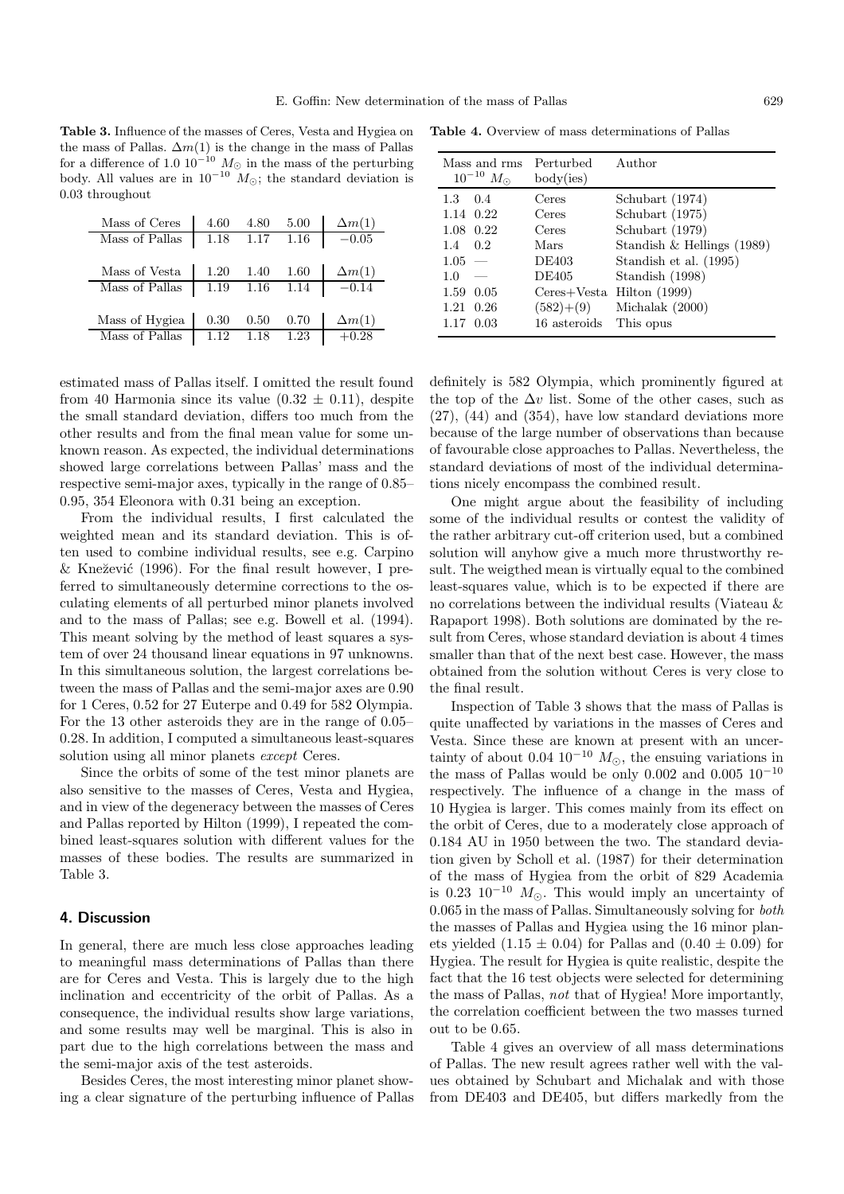**Table 3.** Influence of the masses of Ceres, Vesta and Hygiea on the mass of Pallas. $\Delta m(1)$ is the change in the mass of Pallas for a difference of 1.0 $10^{-10}$ $M_{\odot}$ in the mass of the perturbing body. All values are in $10^{-10}$ $M_{\odot}$; the standard deviation is 0.03 throughout

| Mass of Ceres | 4.60 | 4.80 | 5.00 | $\Delta m(1)$ |
|---|---|---|---|---|
| Mass of Pallas | 1.18 | 1.17 | 1.16 | −0.05 |
| | | | | |
| Mass of Vesta | 1.20 | 1.40 | 1.60 | $\Delta m(1)$ |
| Mass of Pallas | 1.19 | 1.16 | 1.14 | −0.14 |
| | | | | |
| Mass of Hygiea | 0.30 | 0.50 | 0.70 | $\Delta m(1)$ |
| Mass of Pallas | 1.12 | 1.18 | 1.23 | +0.28 |

estimated mass of Pallas itself. I omitted the result found from 40 Harmonia since its value ($0.32 \pm 0.11$), despite the small standard deviation, differs too much from the other results and from the final mean value for some unknown reason. As expected, the individual determinations showed large correlations between Pallas' mass and the respective semi-major axes, typically in the range of 0.85–0.95, 354 Eleonora with 0.31 being an exception.

From the individual results, I first calculated the weighted mean and its standard deviation. This is often used to combine individual results, see e.g. Carpino & Knežević (1996). For the final result however, I preferred to simultaneously determine corrections to the osculating elements of all perturbed minor planets involved and to the mass of Pallas; see e.g. Bowell et al. (1994). This meant solving by the method of least squares a system of over 24 thousand linear equations in 97 unknowns. In this simultaneous solution, the largest correlations between the mass of Pallas and the semi-major axes are 0.90 for 1 Ceres, 0.52 for 27 Euterpe and 0.49 for 582 Olympia. For the 13 other asteroids they are in the range of 0.05–0.28. In addition, I computed a simultaneous least-squares solution using all minor planets *except* Ceres.

Since the orbits of some of the test minor planets are also sensitive to the masses of Ceres, Vesta and Hygiea, and in view of the degeneracy between the masses of Ceres and Pallas reported by Hilton (1999), I repeated the combined least-squares solution with different values for the masses of these bodies. The results are summarized in Table 3.

## 4. Discussion

In general, there are much less close approaches leading to meaningful mass determinations of Pallas than there are for Ceres and Vesta. This is largely due to the high inclination and eccentricity of the orbit of Pallas. As a consequence, the individual results show large variations, and some results may well be marginal. This is also in part due to the high correlations between the mass and the semi-major axis of the test asteroids.

Besides Ceres, the most interesting minor planet showing a clear signature of the perturbing influence of Pallas definitely is 582 Olympia, which prominently figured at the top of the $\Delta v$ list. Some of the other cases, such as (27), (44) and (354), have low standard deviations more because of the large number of observations than because of favourable close approaches to Pallas. Nevertheless, the standard deviations of most of the individual determinations nicely encompass the combined result.

One might argue about the feasibility of including some of the individual results or contest the validity of the rather arbitrary cut-off criterion used, but a combined solution will anyhow give a much more thrustworthy result. The weigthed mean is virtually equal to the combined least-squares value, which is to be expected if there are no correlations between the individual results (Viateau & Rapaport 1998). Both solutions are dominated by the result from Ceres, whose standard deviation is about 4 times smaller than that of the next best case. However, the mass obtained from the solution without Ceres is very close to the final result.

Inspection of Table 3 shows that the mass of Pallas is quite unaffected by variations in the masses of Ceres and Vesta. Since these are known at present with an uncertainty of about 0.04 $10^{-10}$ $M_{\odot}$, the ensuing variations in the mass of Pallas would be only 0.002 and 0.005 $10^{-10}$ respectively. The influence of a change in the mass of 10 Hygiea is larger. This comes mainly from its effect on the orbit of Ceres, due to a moderately close approach of 0.184 AU in 1950 between the two. The standard deviation given by Scholl et al. (1987) for their determination of the mass of Hygiea from the orbit of 829 Academia is 0.23 $10^{-10}$ $M_{\odot}$. This would imply an uncertainty of 0.065 in the mass of Pallas. Simultaneously solving for *both* the masses of Pallas and Hygiea using the 16 minor planets yielded ($1.15 \pm 0.04$) for Pallas and ($0.40 \pm 0.09$) for Hygiea. The result for Hygiea is quite realistic, despite the fact that the 16 test objects were selected for determining the mass of Pallas, *not* that of Hygiea! More importantly, the correlation coefficient between the two masses turned out to be 0.65.

**Table 4.** Overview of mass determinations of Pallas

| Mass and rms $10^{-10}$ $M_{\odot}$ | | Perturbed body(ies) | Author |
|---|---|---|---|
| 1.3 | 0.4 | Ceres | Schubart (1974) |
| 1.14 | 0.22 | Ceres | Schubart (1975) |
| 1.08 | 0.22 | Ceres | Schubart (1979) |
| 1.4 | 0.2 | Mars | Standish & Hellings (1989) |
| 1.05 | — | DE403 | Standish et al. (1995) |
| 1.0 | — | DE405 | Standish (1998) |
| 1.59 | 0.05 | Ceres+Vesta | Hilton (1999) |
| 1.21 | 0.26 | (582)+(9) | Michalak (2000) |
| 1.17 | 0.03 | 16 asteroids | This opus |

Table 4 gives an overview of all mass determinations of Pallas. The new result agrees rather well with the values obtained by Schubart and Michalak and with those from DE403 and DE405, but differs markedly from the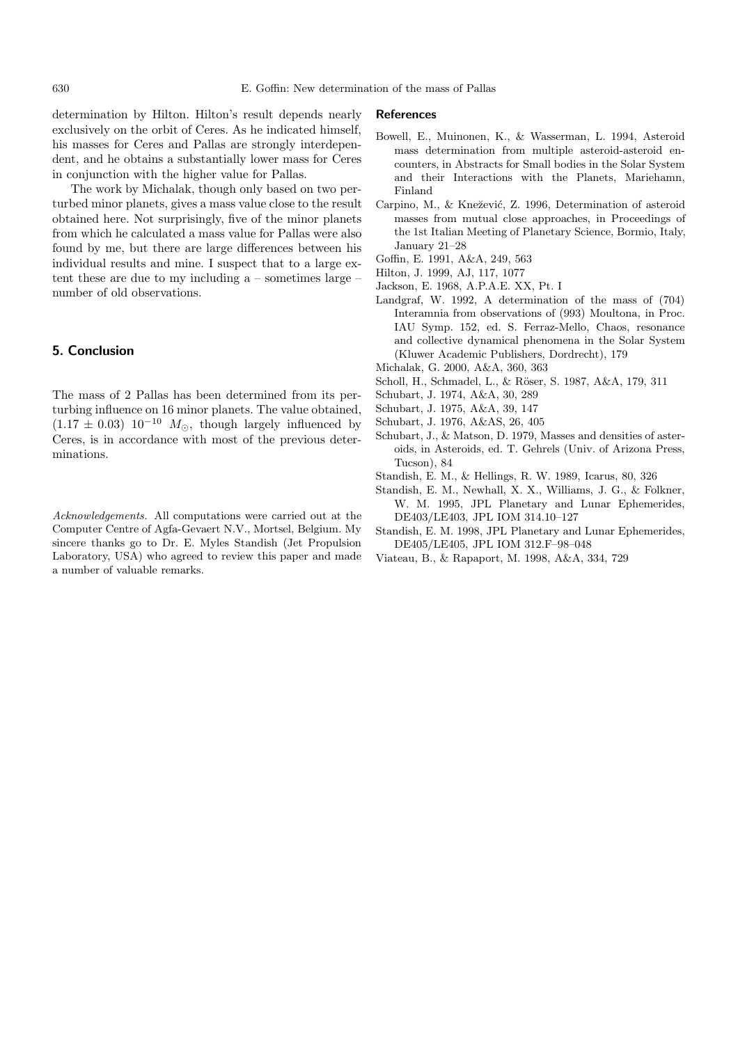determination by Hilton. Hilton's result depends nearly exclusively on the orbit of Ceres. As he indicated himself, his masses for Ceres and Pallas are strongly interdependent, and he obtains a substantially lower mass for Ceres in conjunction with the higher value for Pallas.

The work by Michalak, though only based on two perturbed minor planets, gives a mass value close to the result obtained here. Not surprisingly, five of the minor planets from which he calculated a mass value for Pallas were also found by me, but there are large differences between his individual results and mine. I suspect that to a large extent these are due to my including a – sometimes large – number of old observations.

## 5. Conclusion

The mass of 2 Pallas has been determined from its perturbing influence on 16 minor planets. The value obtained, $(1.17 \pm 0.03)\ 10^{-10}\ M_{\odot}$, though largely influenced by Ceres, is in accordance with most of the previous determinations.

*Acknowledgements.* All computations were carried out at the Computer Centre of Agfa-Gevaert N.V., Mortsel, Belgium. My sincere thanks go to Dr. E. Myles Standish (Jet Propulsion Laboratory, USA) who agreed to review this paper and made a number of valuable remarks.

## References

Bowell, E., Muinonen, K., & Wasserman, L. 1994, Asteroid mass determination from multiple asteroid-asteroid encounters, in Abstracts for Small bodies in the Solar System and their Interactions with the Planets, Mariehamn, Finland

Carpino, M., & Knežević, Z. 1996, Determination of asteroid masses from mutual close approaches, in Proceedings of the 1st Italian Meeting of Planetary Science, Bormio, Italy, January 21–28

Goffin, E. 1991, A&A, 249, 563

Hilton, J. 1999, AJ, 117, 1077

Jackson, E. 1968, A.P.A.E. XX, Pt. I

Landgraf, W. 1992, A determination of the mass of (704) Interamnia from observations of (993) Moultona, in Proc. IAU Symp. 152, ed. S. Ferraz-Mello, Chaos, resonance and collective dynamical phenomena in the Solar System (Kluwer Academic Publishers, Dordrecht), 179

Michalak, G. 2000, A&A, 360, 363

Scholl, H., Schmadel, L., & Röser, S. 1987, A&A, 179, 311

Schubart, J. 1974, A&A, 30, 289

Schubart, J. 1975, A&A, 39, 147

Schubart, J. 1976, A&AS, 26, 405

Schubart, J., & Matson, D. 1979, Masses and densities of asteroids, in Asteroids, ed. T. Gehrels (Univ. of Arizona Press, Tucson), 84

Standish, E. M., & Hellings, R. W. 1989, Icarus, 80, 326

Standish, E. M., Newhall, X. X., Williams, J. G., & Folkner, W. M. 1995, JPL Planetary and Lunar Ephemerides, DE403/LE403, JPL IOM 314.10–127

Standish, E. M. 1998, JPL Planetary and Lunar Ephemerides, DE405/LE405, JPL IOM 312.F–98–048

Viateau, B., & Rapaport, M. 1998, A&A, 334, 729